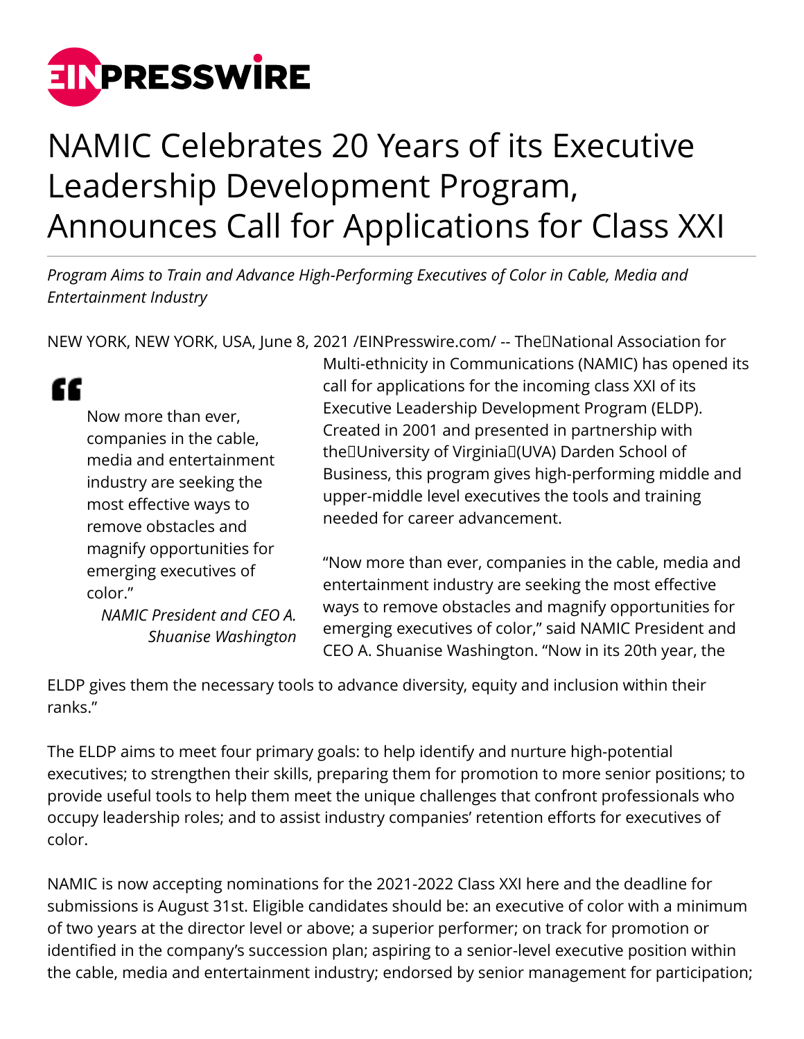# NAMIC Celebrates 20 Years of its Executive Leadership Development Program, Announces Call for Applications for Class XXI

*Program Aims to Train and Advance High-Performing Executives of Color in Cable, Media and Entertainment Industry*

NEW YORK, NEW YORK, USA, June 8, 2021 /EINPresswire.com/ -- The National Association for Multi-ethnicity in Communications (NAMIC) has opened its call for applications for the incoming class XXI of its Executive Leadership Development Program (ELDP). Created in 2001 and presented in partnership with the University of Virginia (UVA) Darden School of Business, this program gives high-performing middle and upper-middle level executives the tools and training needed for career advancement.

> Now more than ever, companies in the cable, media and entertainment industry are seeking the most effective ways to remove obstacles and magnify opportunities for emerging executives of color."
>
> *NAMIC President and CEO A. Shuanise Washington*

"Now more than ever, companies in the cable, media and entertainment industry are seeking the most effective ways to remove obstacles and magnify opportunities for emerging executives of color," said NAMIC President and CEO A. Shuanise Washington. "Now in its 20th year, the ELDP gives them the necessary tools to advance diversity, equity and inclusion within their ranks."

The ELDP aims to meet four primary goals: to help identify and nurture high-potential executives; to strengthen their skills, preparing them for promotion to more senior positions; to provide useful tools to help them meet the unique challenges that confront professionals who occupy leadership roles; and to assist industry companies' retention efforts for executives of color.

NAMIC is now accepting nominations for the 2021-2022 Class XXI here and the deadline for submissions is August 31st. Eligible candidates should be: an executive of color with a minimum of two years at the director level or above; a superior performer; on track for promotion or identified in the company's succession plan; aspiring to a senior-level executive position within the cable, media and entertainment industry; endorsed by senior management for participation;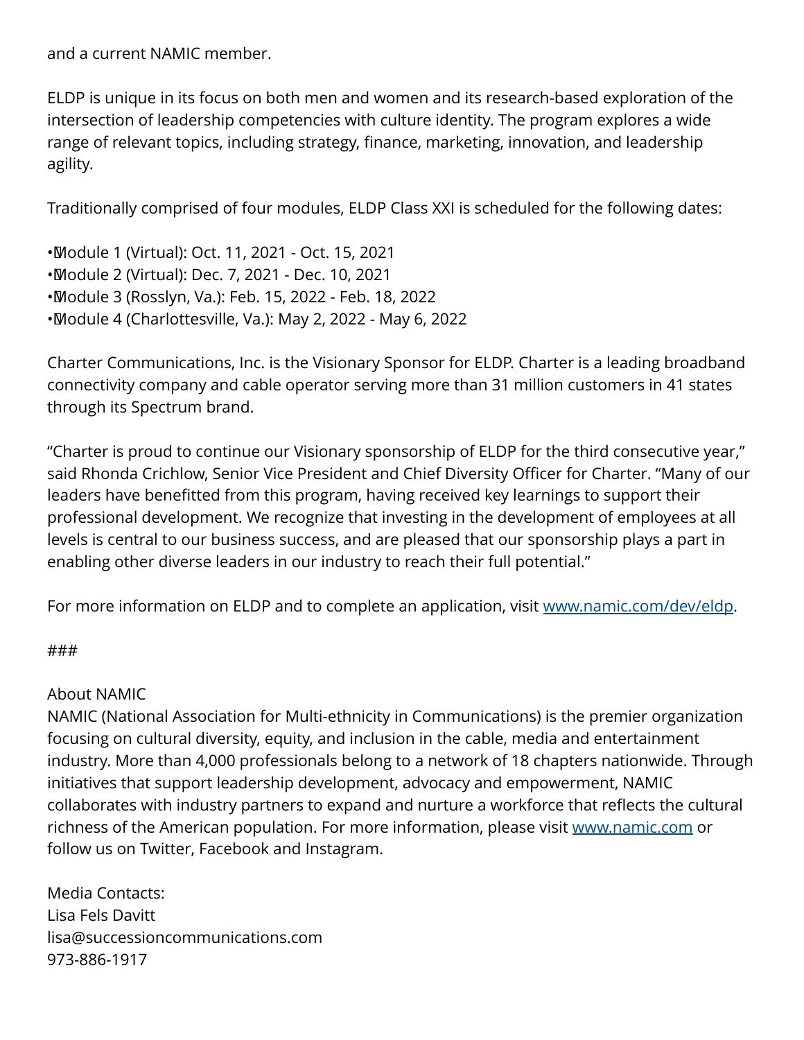and a current NAMIC member.

ELDP is unique in its focus on both men and women and its research-based exploration of the intersection of leadership competencies with culture identity. The program explores a wide range of relevant topics, including strategy, finance, marketing, innovation, and leadership agility.

Traditionally comprised of four modules, ELDP Class XXI is scheduled for the following dates:

- Module 1 (Virtual): Oct. 11, 2021 - Oct. 15, 2021
- Module 2 (Virtual): Dec. 7, 2021 - Dec. 10, 2021
- Module 3 (Rosslyn, Va.): Feb. 15, 2022 - Feb. 18, 2022
- Module 4 (Charlottesville, Va.): May 2, 2022 - May 6, 2022

Charter Communications, Inc. is the Visionary Sponsor for ELDP. Charter is a leading broadband connectivity company and cable operator serving more than 31 million customers in 41 states through its Spectrum brand.

"Charter is proud to continue our Visionary sponsorship of ELDP for the third consecutive year," said Rhonda Crichlow, Senior Vice President and Chief Diversity Officer for Charter. "Many of our leaders have benefitted from this program, having received key learnings to support their professional development. We recognize that investing in the development of employees at all levels is central to our business success, and are pleased that our sponsorship plays a part in enabling other diverse leaders in our industry to reach their full potential."

For more information on ELDP and to complete an application, visit [www.namic.com/dev/eldp](www.namic.com/dev/eldp).

###

About NAMIC
NAMIC (National Association for Multi-ethnicity in Communications) is the premier organization focusing on cultural diversity, equity, and inclusion in the cable, media and entertainment industry. More than 4,000 professionals belong to a network of 18 chapters nationwide. Through initiatives that support leadership development, advocacy and empowerment, NAMIC collaborates with industry partners to expand and nurture a workforce that reflects the cultural richness of the American population. For more information, please visit [www.namic.com](www.namic.com) or follow us on Twitter, Facebook and Instagram.

Media Contacts:
Lisa Fels Davitt
lisa@successioncommunications.com
973-886-1917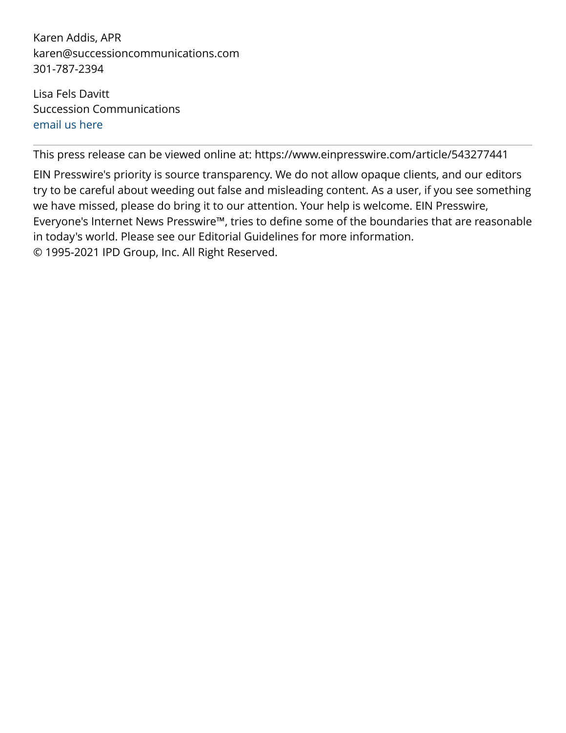Karen Addis, APR
karen@successioncommunications.com
301-787-2394

Lisa Fels Davitt
Succession Communications
email us here

---

This press release can be viewed online at: https://www.einpresswire.com/article/543277441

EIN Presswire's priority is source transparency. We do not allow opaque clients, and our editors try to be careful about weeding out false and misleading content. As a user, if you see something we have missed, please do bring it to our attention. Your help is welcome. EIN Presswire, Everyone's Internet News Presswire™, tries to define some of the boundaries that are reasonable in today's world. Please see our Editorial Guidelines for more information.
© 1995-2021 IPD Group, Inc. All Right Reserved.